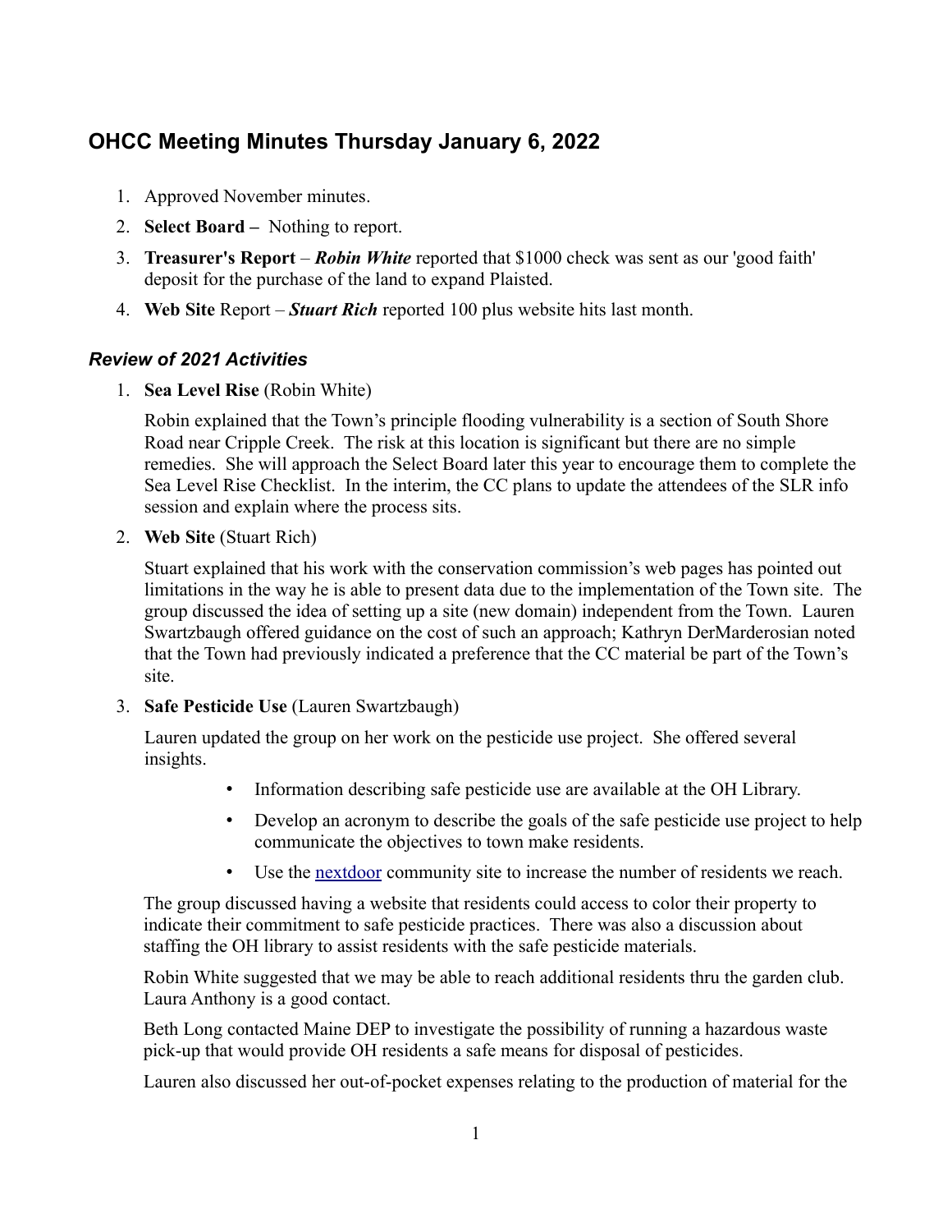# OHCC Meeting Minutes Thursday January 6, 2022

1. Approved November minutes.
2. **Select Board –** Nothing to report.
3. **Treasurer's Report** – ***Robin White*** reported that $1000 check was sent as our 'good faith' deposit for the purchase of the land to expand Plaisted.
4. **Web Site** Report – ***Stuart Rich*** reported 100 plus website hits last month.

## *Review of 2021 Activities*

1. **Sea Level Rise** (Robin White)

   Robin explained that the Town's principle flooding vulnerability is a section of South Shore Road near Cripple Creek. The risk at this location is significant but there are no simple remedies. She will approach the Select Board later this year to encourage them to complete the Sea Level Rise Checklist. In the interim, the CC plans to update the attendees of the SLR info session and explain where the process sits.

2. **Web Site** (Stuart Rich)

   Stuart explained that his work with the conservation commission's web pages has pointed out limitations in the way he is able to present data due to the implementation of the Town site. The group discussed the idea of setting up a site (new domain) independent from the Town. Lauren Swartzbaugh offered guidance on the cost of such an approach; Kathryn DerMarderosian noted that the Town had previously indicated a preference that the CC material be part of the Town's site.

3. **Safe Pesticide Use** (Lauren Swartzbaugh)

   Lauren updated the group on her work on the pesticide use project. She offered several insights.

   - Information describing safe pesticide use are available at the OH Library.
   - Develop an acronym to describe the goals of the safe pesticide use project to help communicate the objectives to town make residents.
   - Use the nextdoor community site to increase the number of residents we reach.

   The group discussed having a website that residents could access to color their property to indicate their commitment to safe pesticide practices. There was also a discussion about staffing the OH library to assist residents with the safe pesticide materials.

   Robin White suggested that we may be able to reach additional residents thru the garden club. Laura Anthony is a good contact.

   Beth Long contacted Maine DEP to investigate the possibility of running a hazardous waste pick-up that would provide OH residents a safe means for disposal of pesticides.

   Lauren also discussed her out-of-pocket expenses relating to the production of material for the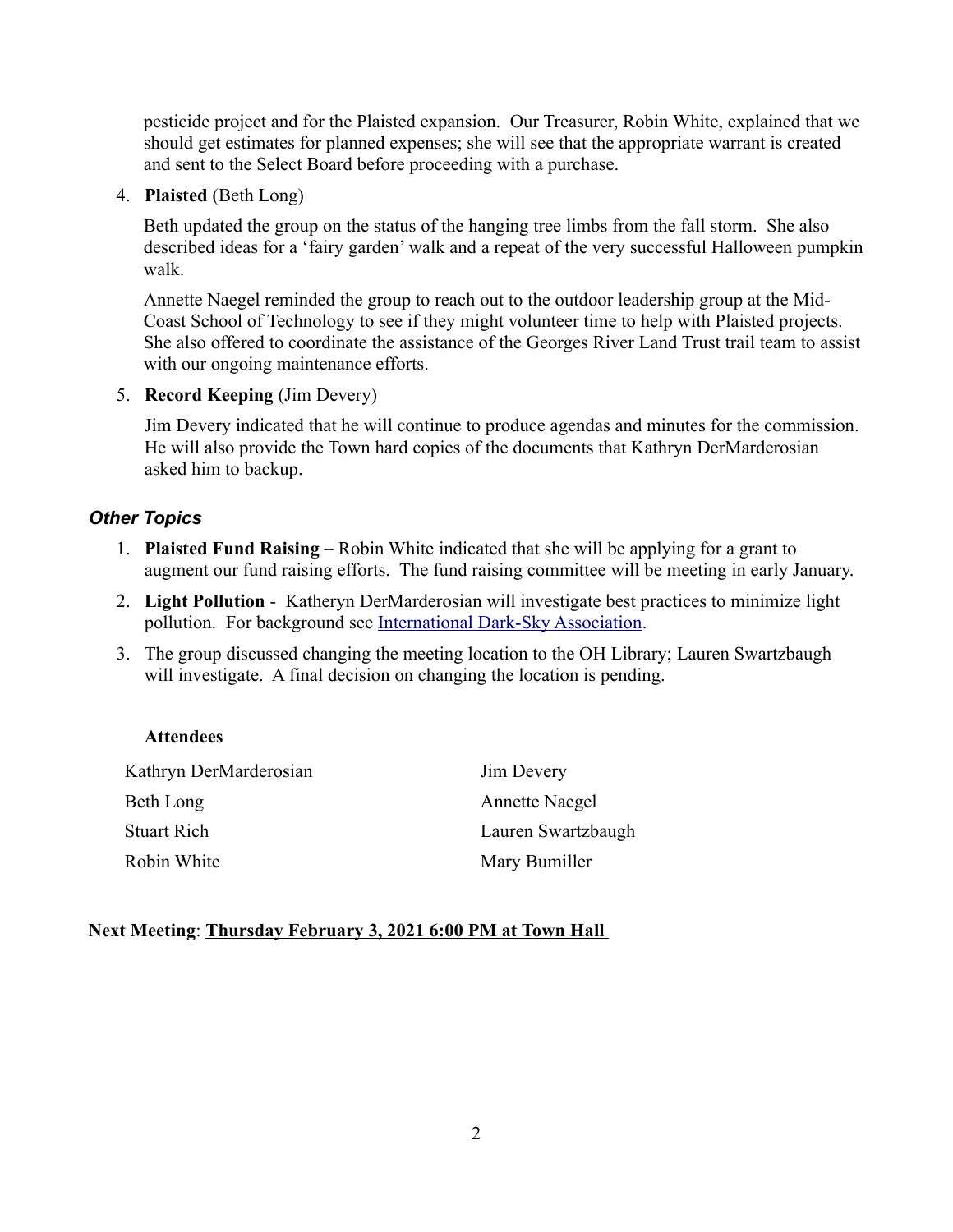pesticide project and for the Plaisted expansion. Our Treasurer, Robin White, explained that we should get estimates for planned expenses; she will see that the appropriate warrant is created and sent to the Select Board before proceeding with a purchase.

4. **Plaisted** (Beth Long)

   Beth updated the group on the status of the hanging tree limbs from the fall storm. She also described ideas for a 'fairy garden' walk and a repeat of the very successful Halloween pumpkin walk.

   Annette Naegel reminded the group to reach out to the outdoor leadership group at the Mid-Coast School of Technology to see if they might volunteer time to help with Plaisted projects. She also offered to coordinate the assistance of the Georges River Land Trust trail team to assist with our ongoing maintenance efforts.

5. **Record Keeping** (Jim Devery)

   Jim Devery indicated that he will continue to produce agendas and minutes for the commission. He will also provide the Town hard copies of the documents that Kathryn DerMarderosian asked him to backup.

### ***Other Topics***

1. **Plaisted Fund Raising** – Robin White indicated that she will be applying for a grant to augment our fund raising efforts. The fund raising committee will be meeting in early January.
2. **Light Pollution** - Katheryn DerMarderosian will investigate best practices to minimize light pollution. For background see International Dark-Sky Association.
3. The group discussed changing the meeting location to the OH Library; Lauren Swartzbaugh will investigate. A final decision on changing the location is pending.

**Attendees**

| | |
|---|---|
| Kathryn DerMarderosian | Jim Devery |
| Beth Long | Annette Naegel |
| Stuart Rich | Lauren Swartzbaugh |
| Robin White | Mary Bumiller |

**Next Meeting**: **Thursday February 3, 2021 6:00 PM at Town Hall**